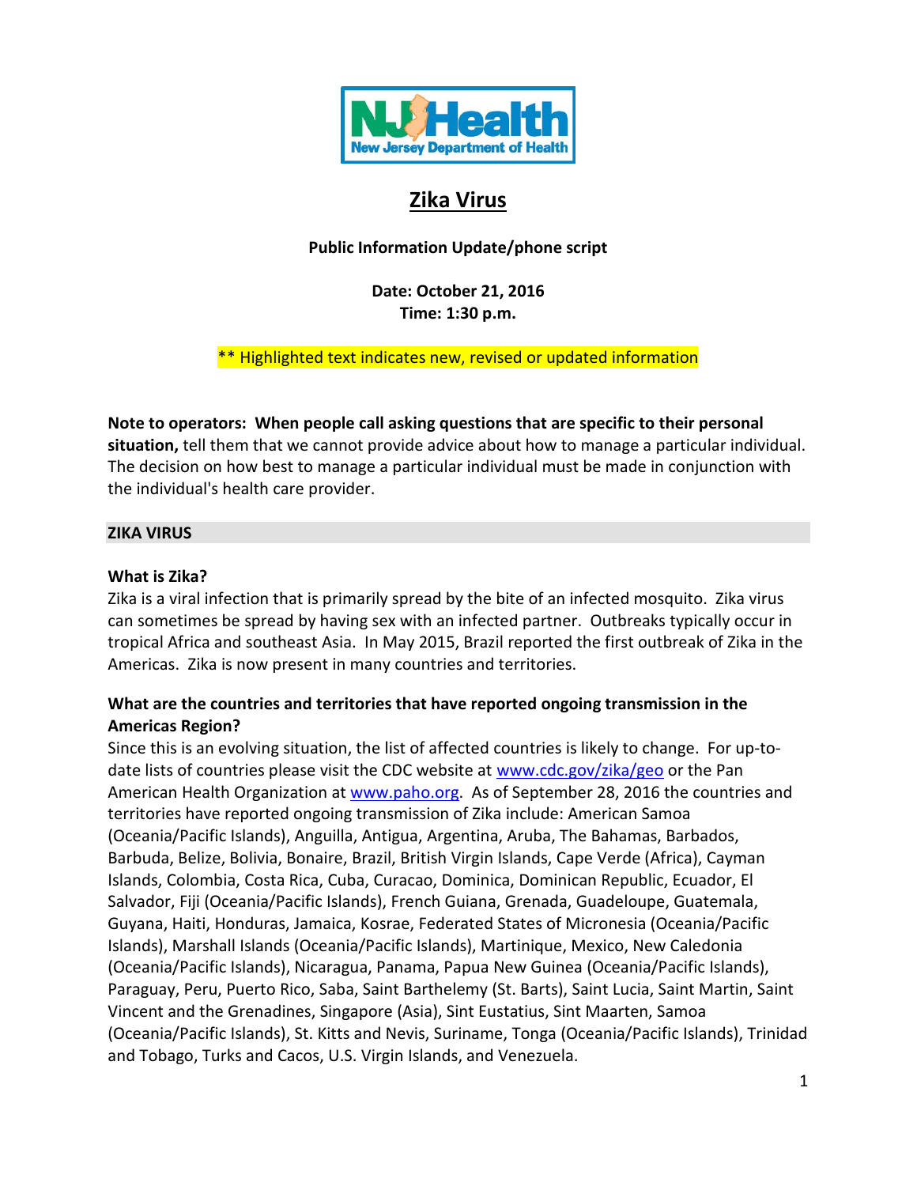NJ Health
New Jersey Department of Health

# Zika Virus

**Public Information Update/phone script**

**Date: October 21, 2016**
**Time: 1:30 p.m.**

** Highlighted text indicates new, revised or updated information

**Note to operators: When people call asking questions that are specific to their personal situation,** tell them that we cannot provide advice about how to manage a particular individual. The decision on how best to manage a particular individual must be made in conjunction with the individual's health care provider.

## ZIKA VIRUS

### What is Zika?

Zika is a viral infection that is primarily spread by the bite of an infected mosquito. Zika virus can sometimes be spread by having sex with an infected partner. Outbreaks typically occur in tropical Africa and southeast Asia. In May 2015, Brazil reported the first outbreak of Zika in the Americas. Zika is now present in many countries and territories.

### What are the countries and territories that have reported ongoing transmission in the Americas Region?

Since this is an evolving situation, the list of affected countries is likely to change. For up-to-date lists of countries please visit the CDC website at www.cdc.gov/zika/geo or the Pan American Health Organization at www.paho.org. As of September 28, 2016 the countries and territories have reported ongoing transmission of Zika include: American Samoa (Oceania/Pacific Islands), Anguilla, Antigua, Argentina, Aruba, The Bahamas, Barbados, Barbuda, Belize, Bolivia, Bonaire, Brazil, British Virgin Islands, Cape Verde (Africa), Cayman Islands, Colombia, Costa Rica, Cuba, Curacao, Dominica, Dominican Republic, Ecuador, El Salvador, Fiji (Oceania/Pacific Islands), French Guiana, Grenada, Guadeloupe, Guatemala, Guyana, Haiti, Honduras, Jamaica, Kosrae, Federated States of Micronesia (Oceania/Pacific Islands), Marshall Islands (Oceania/Pacific Islands), Martinique, Mexico, New Caledonia (Oceania/Pacific Islands), Nicaragua, Panama, Papua New Guinea (Oceania/Pacific Islands), Paraguay, Peru, Puerto Rico, Saba, Saint Barthelemy (St. Barts), Saint Lucia, Saint Martin, Saint Vincent and the Grenadines, Singapore (Asia), Sint Eustatius, Sint Maarten, Samoa (Oceania/Pacific Islands), St. Kitts and Nevis, Suriname, Tonga (Oceania/Pacific Islands), Trinidad and Tobago, Turks and Cacos, U.S. Virgin Islands, and Venezuela.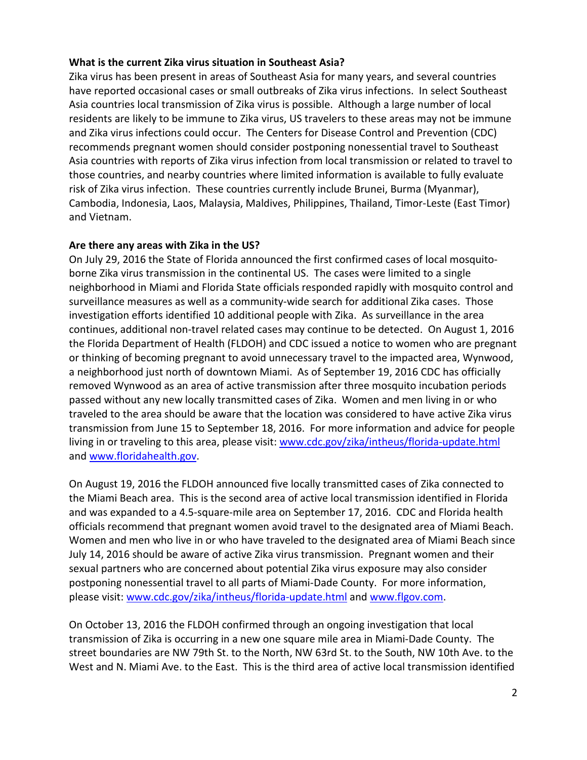**What is the current Zika virus situation in Southeast Asia?**

Zika virus has been present in areas of Southeast Asia for many years, and several countries have reported occasional cases or small outbreaks of Zika virus infections. In select Southeast Asia countries local transmission of Zika virus is possible. Although a large number of local residents are likely to be immune to Zika virus, US travelers to these areas may not be immune and Zika virus infections could occur. The Centers for Disease Control and Prevention (CDC) recommends pregnant women should consider postponing nonessential travel to Southeast Asia countries with reports of Zika virus infection from local transmission or related to travel to those countries, and nearby countries where limited information is available to fully evaluate risk of Zika virus infection. These countries currently include Brunei, Burma (Myanmar), Cambodia, Indonesia, Laos, Malaysia, Maldives, Philippines, Thailand, Timor-Leste (East Timor) and Vietnam.

**Are there any areas with Zika in the US?**

On July 29, 2016 the State of Florida announced the first confirmed cases of local mosquito-borne Zika virus transmission in the continental US. The cases were limited to a single neighborhood in Miami and Florida State officials responded rapidly with mosquito control and surveillance measures as well as a community-wide search for additional Zika cases. Those investigation efforts identified 10 additional people with Zika. As surveillance in the area continues, additional non-travel related cases may continue to be detected. On August 1, 2016 the Florida Department of Health (FLDOH) and CDC issued a notice to women who are pregnant or thinking of becoming pregnant to avoid unnecessary travel to the impacted area, Wynwood, a neighborhood just north of downtown Miami. As of September 19, 2016 CDC has officially removed Wynwood as an area of active transmission after three mosquito incubation periods passed without any new locally transmitted cases of Zika. Women and men living in or who traveled to the area should be aware that the location was considered to have active Zika virus transmission from June 15 to September 18, 2016. For more information and advice for people living in or traveling to this area, please visit: [www.cdc.gov/zika/intheus/florida-update.html](http://www.cdc.gov/zika/intheus/florida-update.html) and [www.floridahealth.gov](http://www.floridahealth.gov).

On August 19, 2016 the FLDOH announced five locally transmitted cases of Zika connected to the Miami Beach area. This is the second area of active local transmission identified in Florida and was expanded to a 4.5-square-mile area on September 17, 2016. CDC and Florida health officials recommend that pregnant women avoid travel to the designated area of Miami Beach. Women and men who live in or who have traveled to the designated area of Miami Beach since July 14, 2016 should be aware of active Zika virus transmission. Pregnant women and their sexual partners who are concerned about potential Zika virus exposure may also consider postponing nonessential travel to all parts of Miami-Dade County. For more information, please visit: [www.cdc.gov/zika/intheus/florida-update.html](http://www.cdc.gov/zika/intheus/florida-update.html) and [www.flgov.com](http://www.flgov.com).

On October 13, 2016 the FLDOH confirmed through an ongoing investigation that local transmission of Zika is occurring in a new one square mile area in Miami-Dade County. The street boundaries are NW 79th St. to the North, NW 63rd St. to the South, NW 10th Ave. to the West and N. Miami Ave. to the East. This is the third area of active local transmission identified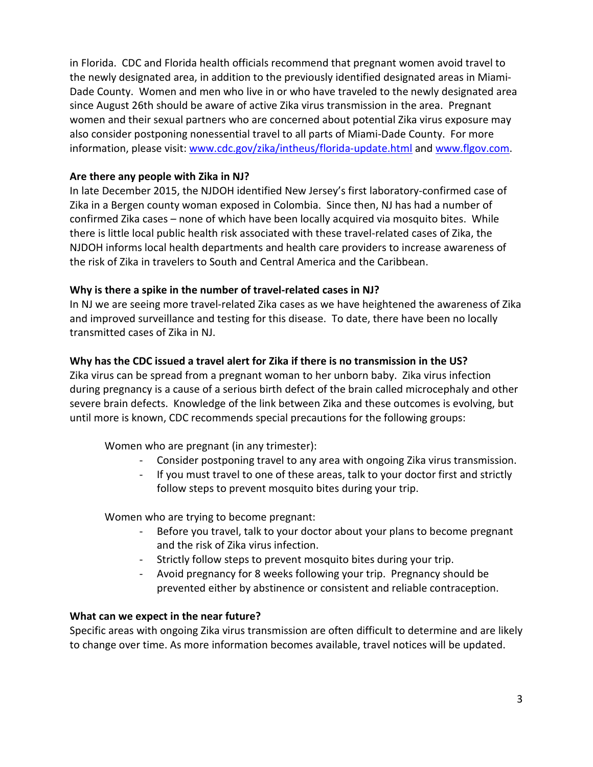in Florida. CDC and Florida health officials recommend that pregnant women avoid travel to the newly designated area, in addition to the previously identified designated areas in Miami-Dade County. Women and men who live in or who have traveled to the newly designated area since August 26th should be aware of active Zika virus transmission in the area. Pregnant women and their sexual partners who are concerned about potential Zika virus exposure may also consider postponing nonessential travel to all parts of Miami-Dade County. For more information, please visit: [www.cdc.gov/zika/intheus/florida-update.html](http://www.cdc.gov/zika/intheus/florida-update.html) and [www.flgov.com](http://www.flgov.com).

**Are there any people with Zika in NJ?**

In late December 2015, the NJDOH identified New Jersey's first laboratory-confirmed case of Zika in a Bergen county woman exposed in Colombia. Since then, NJ has had a number of confirmed Zika cases – none of which have been locally acquired via mosquito bites. While there is little local public health risk associated with these travel-related cases of Zika, the NJDOH informs local health departments and health care providers to increase awareness of the risk of Zika in travelers to South and Central America and the Caribbean.

**Why is there a spike in the number of travel-related cases in NJ?**

In NJ we are seeing more travel-related Zika cases as we have heightened the awareness of Zika and improved surveillance and testing for this disease. To date, there have been no locally transmitted cases of Zika in NJ.

**Why has the CDC issued a travel alert for Zika if there is no transmission in the US?**

Zika virus can be spread from a pregnant woman to her unborn baby. Zika virus infection during pregnancy is a cause of a serious birth defect of the brain called microcephaly and other severe brain defects. Knowledge of the link between Zika and these outcomes is evolving, but until more is known, CDC recommends special precautions for the following groups:

Women who are pregnant (in any trimester):

- Consider postponing travel to any area with ongoing Zika virus transmission.
- If you must travel to one of these areas, talk to your doctor first and strictly follow steps to prevent mosquito bites during your trip.

Women who are trying to become pregnant:

- Before you travel, talk to your doctor about your plans to become pregnant and the risk of Zika virus infection.
- Strictly follow steps to prevent mosquito bites during your trip.
- Avoid pregnancy for 8 weeks following your trip. Pregnancy should be prevented either by abstinence or consistent and reliable contraception.

**What can we expect in the near future?**

Specific areas with ongoing Zika virus transmission are often difficult to determine and are likely to change over time. As more information becomes available, travel notices will be updated.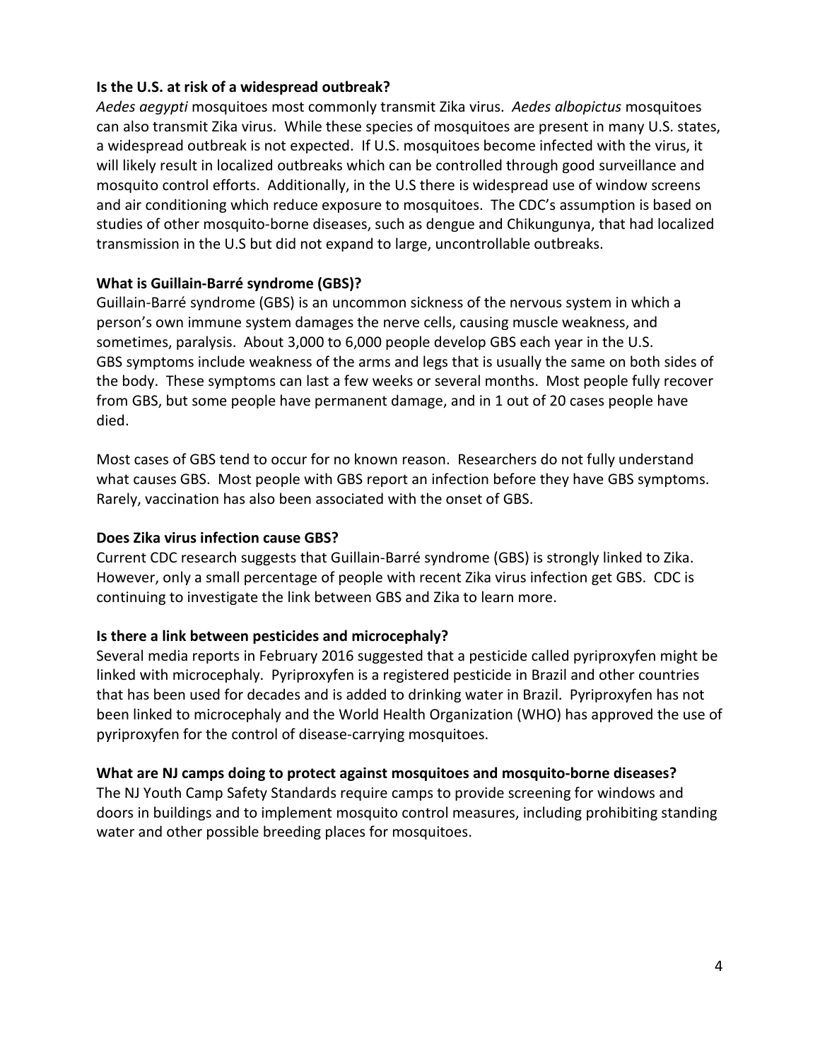**Is the U.S. at risk of a widespread outbreak?**

*Aedes aegypti* mosquitoes most commonly transmit Zika virus. *Aedes albopictus* mosquitoes can also transmit Zika virus. While these species of mosquitoes are present in many U.S. states, a widespread outbreak is not expected. If U.S. mosquitoes become infected with the virus, it will likely result in localized outbreaks which can be controlled through good surveillance and mosquito control efforts. Additionally, in the U.S there is widespread use of window screens and air conditioning which reduce exposure to mosquitoes. The CDC's assumption is based on studies of other mosquito-borne diseases, such as dengue and Chikungunya, that had localized transmission in the U.S but did not expand to large, uncontrollable outbreaks.

**What is Guillain-Barré syndrome (GBS)?**

Guillain-Barré syndrome (GBS) is an uncommon sickness of the nervous system in which a person's own immune system damages the nerve cells, causing muscle weakness, and sometimes, paralysis. About 3,000 to 6,000 people develop GBS each year in the U.S. GBS symptoms include weakness of the arms and legs that is usually the same on both sides of the body. These symptoms can last a few weeks or several months. Most people fully recover from GBS, but some people have permanent damage, and in 1 out of 20 cases people have died.

Most cases of GBS tend to occur for no known reason. Researchers do not fully understand what causes GBS. Most people with GBS report an infection before they have GBS symptoms. Rarely, vaccination has also been associated with the onset of GBS.

**Does Zika virus infection cause GBS?**

Current CDC research suggests that Guillain-Barré syndrome (GBS) is strongly linked to Zika. However, only a small percentage of people with recent Zika virus infection get GBS. CDC is continuing to investigate the link between GBS and Zika to learn more.

**Is there a link between pesticides and microcephaly?**

Several media reports in February 2016 suggested that a pesticide called pyriproxyfen might be linked with microcephaly. Pyriproxyfen is a registered pesticide in Brazil and other countries that has been used for decades and is added to drinking water in Brazil. Pyriproxyfen has not been linked to microcephaly and the World Health Organization (WHO) has approved the use of pyriproxyfen for the control of disease-carrying mosquitoes.

**What are NJ camps doing to protect against mosquitoes and mosquito-borne diseases?**

The NJ Youth Camp Safety Standards require camps to provide screening for windows and doors in buildings and to implement mosquito control measures, including prohibiting standing water and other possible breeding places for mosquitoes.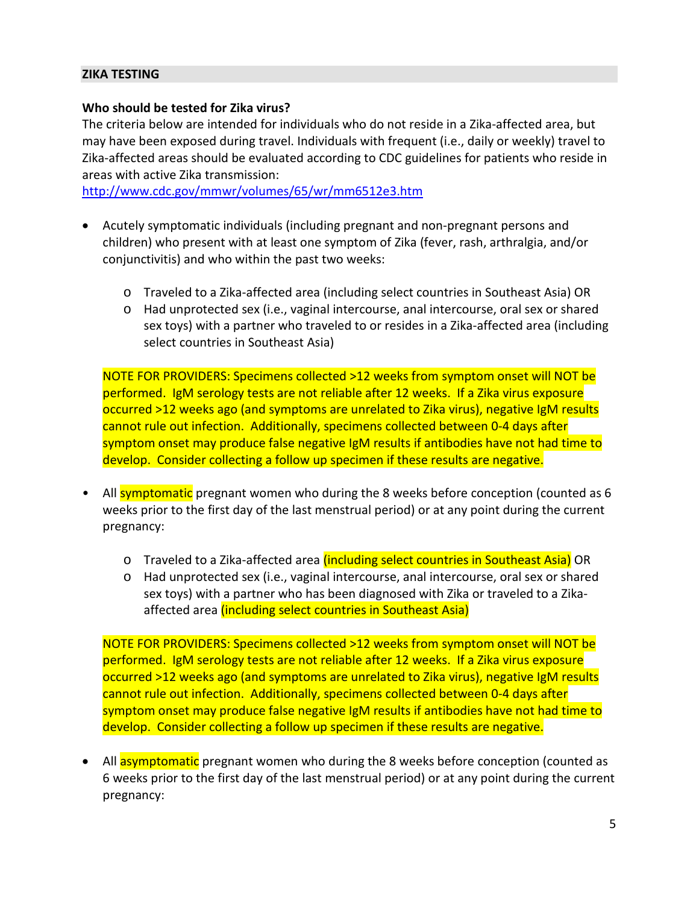## ZIKA TESTING

**Who should be tested for Zika virus?**

The criteria below are intended for individuals who do not reside in a Zika-affected area, but may have been exposed during travel. Individuals with frequent (i.e., daily or weekly) travel to Zika-affected areas should be evaluated according to CDC guidelines for patients who reside in areas with active Zika transmission: [http://www.cdc.gov/mmwr/volumes/65/wr/mm6512e3.htm](http://www.cdc.gov/mmwr/volumes/65/wr/mm6512e3.htm)

- Acutely symptomatic individuals (including pregnant and non-pregnant persons and children) who present with at least one symptom of Zika (fever, rash, arthralgia, and/or conjunctivitis) and who within the past two weeks:
  - Traveled to a Zika-affected area (including select countries in Southeast Asia) OR
  - Had unprotected sex (i.e., vaginal intercourse, anal intercourse, oral sex or shared sex toys) with a partner who traveled to or resides in a Zika-affected area (including select countries in Southeast Asia)

  NOTE FOR PROVIDERS: Specimens collected >12 weeks from symptom onset will NOT be performed. IgM serology tests are not reliable after 12 weeks. If a Zika virus exposure occurred >12 weeks ago (and symptoms are unrelated to Zika virus), negative IgM results cannot rule out infection. Additionally, specimens collected between 0-4 days after symptom onset may produce false negative IgM results if antibodies have not had time to develop. Consider collecting a follow up specimen if these results are negative.

- All symptomatic pregnant women who during the 8 weeks before conception (counted as 6 weeks prior to the first day of the last menstrual period) or at any point during the current pregnancy:
  - Traveled to a Zika-affected area (including select countries in Southeast Asia) OR
  - Had unprotected sex (i.e., vaginal intercourse, anal intercourse, oral sex or shared sex toys) with a partner who has been diagnosed with Zika or traveled to a Zika-affected area (including select countries in Southeast Asia)

  NOTE FOR PROVIDERS: Specimens collected >12 weeks from symptom onset will NOT be performed. IgM serology tests are not reliable after 12 weeks. If a Zika virus exposure occurred >12 weeks ago (and symptoms are unrelated to Zika virus), negative IgM results cannot rule out infection. Additionally, specimens collected between 0-4 days after symptom onset may produce false negative IgM results if antibodies have not had time to develop. Consider collecting a follow up specimen if these results are negative.

- All asymptomatic pregnant women who during the 8 weeks before conception (counted as 6 weeks prior to the first day of the last menstrual period) or at any point during the current pregnancy: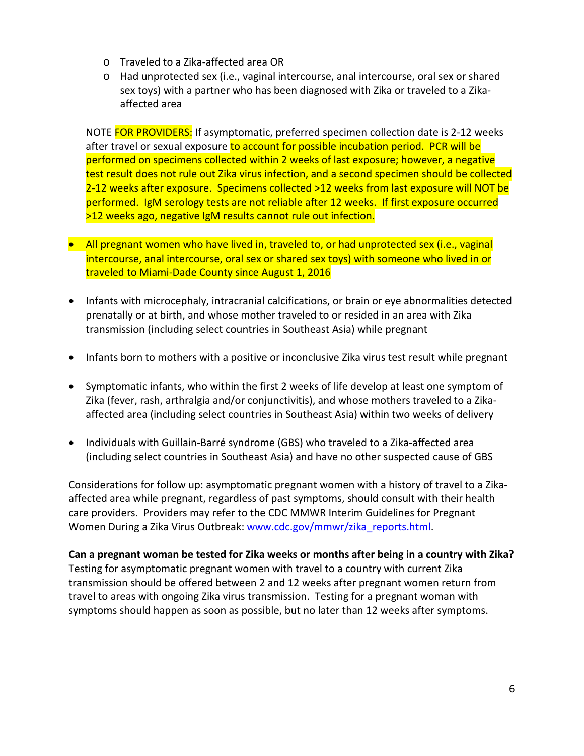- Traveled to a Zika-affected area OR
  - Had unprotected sex (i.e., vaginal intercourse, anal intercourse, oral sex or shared sex toys) with a partner who has been diagnosed with Zika or traveled to a Zika-affected area

  NOTE FOR PROVIDERS: If asymptomatic, preferred specimen collection date is 2-12 weeks after travel or sexual exposure to account for possible incubation period. PCR will be performed on specimens collected within 2 weeks of last exposure; however, a negative test result does not rule out Zika virus infection, and a second specimen should be collected 2-12 weeks after exposure. Specimens collected >12 weeks from last exposure will NOT be performed. IgM serology tests are not reliable after 12 weeks. If first exposure occurred >12 weeks ago, negative IgM results cannot rule out infection.

- All pregnant women who have lived in, traveled to, or had unprotected sex (i.e., vaginal intercourse, anal intercourse, oral sex or shared sex toys) with someone who lived in or traveled to Miami-Dade County since August 1, 2016

- Infants with microcephaly, intracranial calcifications, or brain or eye abnormalities detected prenatally or at birth, and whose mother traveled to or resided in an area with Zika transmission (including select countries in Southeast Asia) while pregnant

- Infants born to mothers with a positive or inconclusive Zika virus test result while pregnant

- Symptomatic infants, who within the first 2 weeks of life develop at least one symptom of Zika (fever, rash, arthralgia and/or conjunctivitis), and whose mothers traveled to a Zika-affected area (including select countries in Southeast Asia) within two weeks of delivery

- Individuals with Guillain-Barré syndrome (GBS) who traveled to a Zika-affected area (including select countries in Southeast Asia) and have no other suspected cause of GBS

Considerations for follow up: asymptomatic pregnant women with a history of travel to a Zika-affected area while pregnant, regardless of past symptoms, should consult with their health care providers. Providers may refer to the CDC MMWR Interim Guidelines for Pregnant Women During a Zika Virus Outbreak: [www.cdc.gov/mmwr/zika_reports.html](www.cdc.gov/mmwr/zika_reports.html).

**Can a pregnant woman be tested for Zika weeks or months after being in a country with Zika?**
Testing for asymptomatic pregnant women with travel to a country with current Zika transmission should be offered between 2 and 12 weeks after pregnant women return from travel to areas with ongoing Zika virus transmission. Testing for a pregnant woman with symptoms should happen as soon as possible, but no later than 12 weeks after symptoms.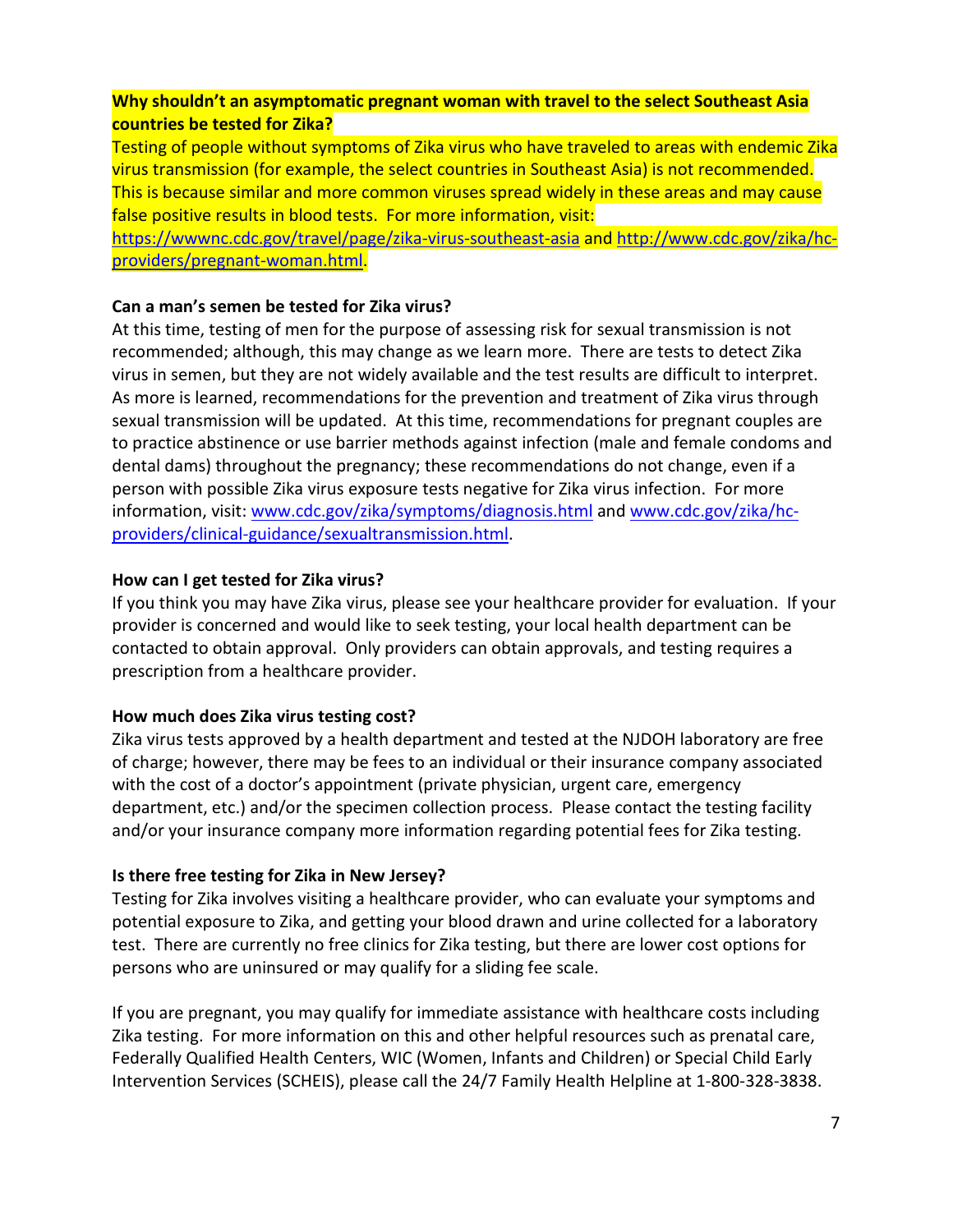**Why shouldn't an asymptomatic pregnant woman with travel to the select Southeast Asia countries be tested for Zika?**

Testing of people without symptoms of Zika virus who have traveled to areas with endemic Zika virus transmission (for example, the select countries in Southeast Asia) is not recommended. This is because similar and more common viruses spread widely in these areas and may cause false positive results in blood tests. For more information, visit: https://wwwnc.cdc.gov/travel/page/zika-virus-southeast-asia and http://www.cdc.gov/zika/hc-providers/pregnant-woman.html.

**Can a man's semen be tested for Zika virus?**

At this time, testing of men for the purpose of assessing risk for sexual transmission is not recommended; although, this may change as we learn more. There are tests to detect Zika virus in semen, but they are not widely available and the test results are difficult to interpret. As more is learned, recommendations for the prevention and treatment of Zika virus through sexual transmission will be updated. At this time, recommendations for pregnant couples are to practice abstinence or use barrier methods against infection (male and female condoms and dental dams) throughout the pregnancy; these recommendations do not change, even if a person with possible Zika virus exposure tests negative for Zika virus infection. For more information, visit: www.cdc.gov/zika/symptoms/diagnosis.html and www.cdc.gov/zika/hc-providers/clinical-guidance/sexualtransmission.html.

**How can I get tested for Zika virus?**

If you think you may have Zika virus, please see your healthcare provider for evaluation. If your provider is concerned and would like to seek testing, your local health department can be contacted to obtain approval. Only providers can obtain approvals, and testing requires a prescription from a healthcare provider.

**How much does Zika virus testing cost?**

Zika virus tests approved by a health department and tested at the NJDOH laboratory are free of charge; however, there may be fees to an individual or their insurance company associated with the cost of a doctor's appointment (private physician, urgent care, emergency department, etc.) and/or the specimen collection process. Please contact the testing facility and/or your insurance company more information regarding potential fees for Zika testing.

**Is there free testing for Zika in New Jersey?**

Testing for Zika involves visiting a healthcare provider, who can evaluate your symptoms and potential exposure to Zika, and getting your blood drawn and urine collected for a laboratory test. There are currently no free clinics for Zika testing, but there are lower cost options for persons who are uninsured or may qualify for a sliding fee scale.

If you are pregnant, you may qualify for immediate assistance with healthcare costs including Zika testing. For more information on this and other helpful resources such as prenatal care, Federally Qualified Health Centers, WIC (Women, Infants and Children) or Special Child Early Intervention Services (SCHEIS), please call the 24/7 Family Health Helpline at 1-800-328-3838.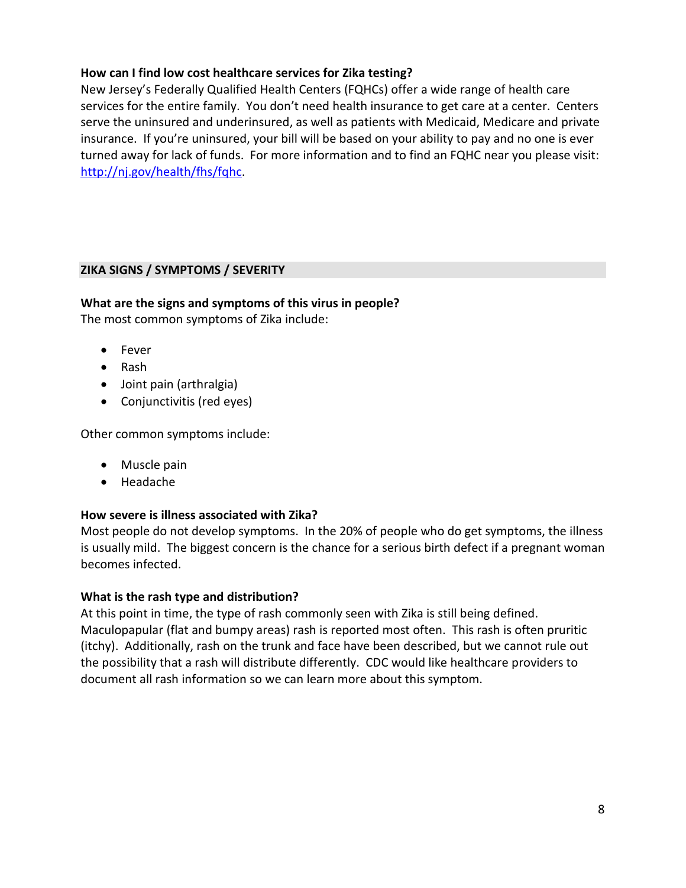**How can I find low cost healthcare services for Zika testing?**

New Jersey's Federally Qualified Health Centers (FQHCs) offer a wide range of health care services for the entire family. You don't need health insurance to get care at a center. Centers serve the uninsured and underinsured, as well as patients with Medicaid, Medicare and private insurance. If you're uninsured, your bill will be based on your ability to pay and no one is ever turned away for lack of funds. For more information and to find an FQHC near you please visit: [http://nj.gov/health/fhs/fqhc](http://nj.gov/health/fhs/fqhc).

## ZIKA SIGNS / SYMPTOMS / SEVERITY

**What are the signs and symptoms of this virus in people?**

The most common symptoms of Zika include:

- Fever
- Rash
- Joint pain (arthralgia)
- Conjunctivitis (red eyes)

Other common symptoms include:

- Muscle pain
- Headache

**How severe is illness associated with Zika?**

Most people do not develop symptoms. In the 20% of people who do get symptoms, the illness is usually mild. The biggest concern is the chance for a serious birth defect if a pregnant woman becomes infected.

**What is the rash type and distribution?**

At this point in time, the type of rash commonly seen with Zika is still being defined. Maculopapular (flat and bumpy areas) rash is reported most often. This rash is often pruritic (itchy). Additionally, rash on the trunk and face have been described, but we cannot rule out the possibility that a rash will distribute differently. CDC would like healthcare providers to document all rash information so we can learn more about this symptom.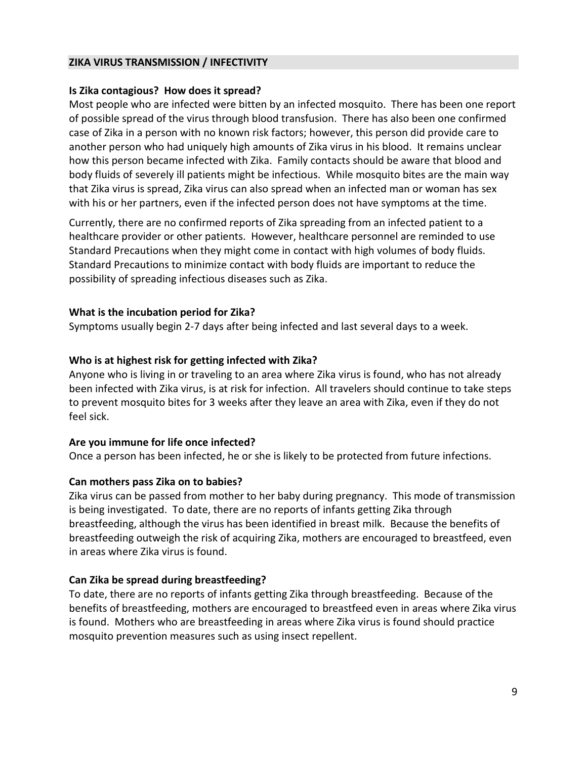## ZIKA VIRUS TRANSMISSION / INFECTIVITY

### Is Zika contagious? How does it spread?

Most people who are infected were bitten by an infected mosquito. There has been one report of possible spread of the virus through blood transfusion. There has also been one confirmed case of Zika in a person with no known risk factors; however, this person did provide care to another person who had uniquely high amounts of Zika virus in his blood. It remains unclear how this person became infected with Zika. Family contacts should be aware that blood and body fluids of severely ill patients might be infectious. While mosquito bites are the main way that Zika virus is spread, Zika virus can also spread when an infected man or woman has sex with his or her partners, even if the infected person does not have symptoms at the time.

Currently, there are no confirmed reports of Zika spreading from an infected patient to a healthcare provider or other patients. However, healthcare personnel are reminded to use Standard Precautions when they might come in contact with high volumes of body fluids. Standard Precautions to minimize contact with body fluids are important to reduce the possibility of spreading infectious diseases such as Zika.

### What is the incubation period for Zika?

Symptoms usually begin 2-7 days after being infected and last several days to a week.

### Who is at highest risk for getting infected with Zika?

Anyone who is living in or traveling to an area where Zika virus is found, who has not already been infected with Zika virus, is at risk for infection. All travelers should continue to take steps to prevent mosquito bites for 3 weeks after they leave an area with Zika, even if they do not feel sick.

### Are you immune for life once infected?

Once a person has been infected, he or she is likely to be protected from future infections.

### Can mothers pass Zika on to babies?

Zika virus can be passed from mother to her baby during pregnancy. This mode of transmission is being investigated. To date, there are no reports of infants getting Zika through breastfeeding, although the virus has been identified in breast milk. Because the benefits of breastfeeding outweigh the risk of acquiring Zika, mothers are encouraged to breastfeed, even in areas where Zika virus is found.

### Can Zika be spread during breastfeeding?

To date, there are no reports of infants getting Zika through breastfeeding. Because of the benefits of breastfeeding, mothers are encouraged to breastfeed even in areas where Zika virus is found. Mothers who are breastfeeding in areas where Zika virus is found should practice mosquito prevention measures such as using insect repellent.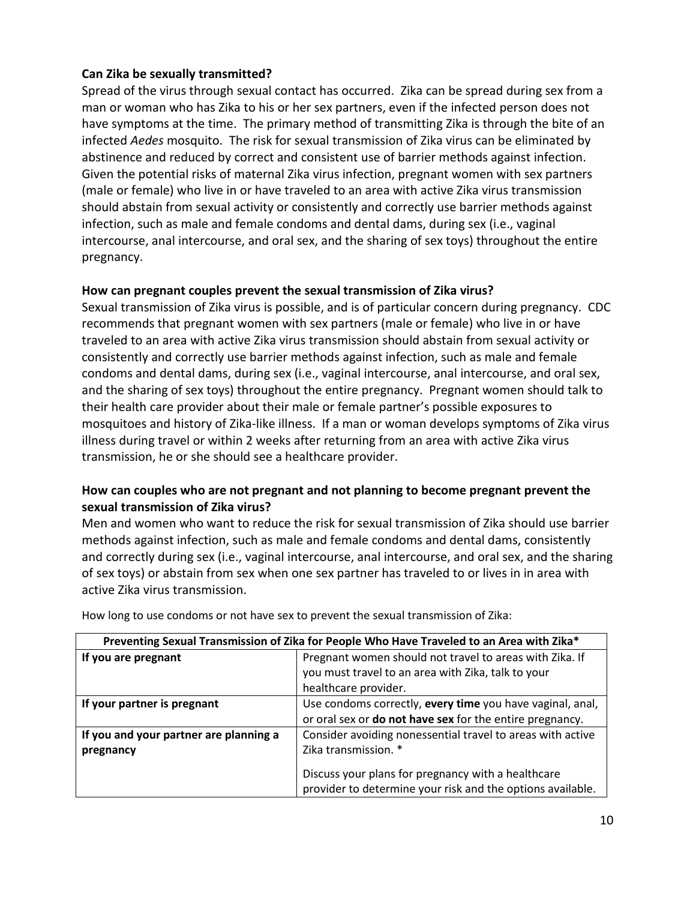### Can Zika be sexually transmitted?

Spread of the virus through sexual contact has occurred. Zika can be spread during sex from a man or woman who has Zika to his or her sex partners, even if the infected person does not have symptoms at the time. The primary method of transmitting Zika is through the bite of an infected *Aedes* mosquito. The risk for sexual transmission of Zika virus can be eliminated by abstinence and reduced by correct and consistent use of barrier methods against infection. Given the potential risks of maternal Zika virus infection, pregnant women with sex partners (male or female) who live in or have traveled to an area with active Zika virus transmission should abstain from sexual activity or consistently and correctly use barrier methods against infection, such as male and female condoms and dental dams, during sex (i.e., vaginal intercourse, anal intercourse, and oral sex, and the sharing of sex toys) throughout the entire pregnancy.

### How can pregnant couples prevent the sexual transmission of Zika virus?

Sexual transmission of Zika virus is possible, and is of particular concern during pregnancy. CDC recommends that pregnant women with sex partners (male or female) who live in or have traveled to an area with active Zika virus transmission should abstain from sexual activity or consistently and correctly use barrier methods against infection, such as male and female condoms and dental dams, during sex (i.e., vaginal intercourse, anal intercourse, and oral sex, and the sharing of sex toys) throughout the entire pregnancy. Pregnant women should talk to their health care provider about their male or female partner's possible exposures to mosquitoes and history of Zika-like illness. If a man or woman develops symptoms of Zika virus illness during travel or within 2 weeks after returning from an area with active Zika virus transmission, he or she should see a healthcare provider.

### How can couples who are not pregnant and not planning to become pregnant prevent the sexual transmission of Zika virus?

Men and women who want to reduce the risk for sexual transmission of Zika should use barrier methods against infection, such as male and female condoms and dental dams, consistently and correctly during sex (i.e., vaginal intercourse, anal intercourse, and oral sex, and the sharing of sex toys) or abstain from sex when one sex partner has traveled to or lives in in area with active Zika virus transmission.

How long to use condoms or not have sex to prevent the sexual transmission of Zika:

| **Preventing Sexual Transmission of Zika for People Who Have Traveled to an Area with Zika*** | |
|---|---|
| **If you are pregnant** | Pregnant women should not travel to areas with Zika. If you must travel to an area with Zika, talk to your healthcare provider. |
| **If your partner is pregnant** | Use condoms correctly, **every time** you have vaginal, anal, or oral sex or **do not have sex** for the entire pregnancy. |
| **If you and your partner are planning a pregnancy** | Consider avoiding nonessential travel to areas with active Zika transmission. * <br><br> Discuss your plans for pregnancy with a healthcare provider to determine your risk and the options available. |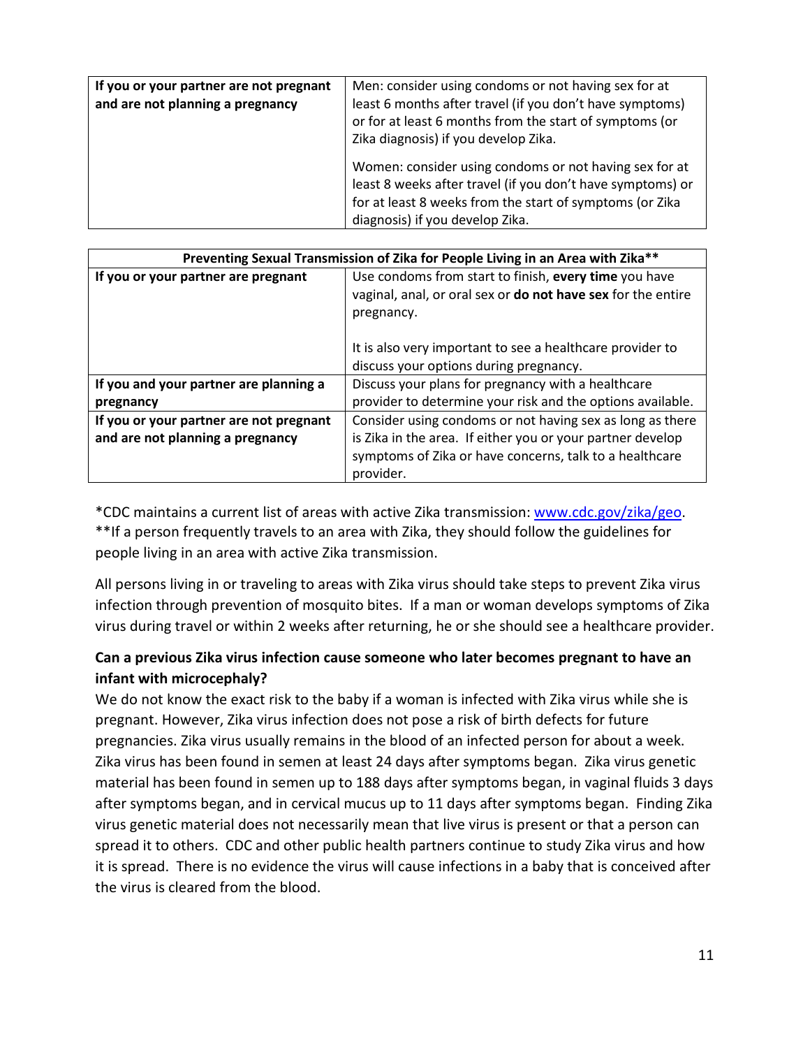| If you or your partner are not pregnant and are not planning a pregnancy | Men: consider using condoms or not having sex for at least 6 months after travel (if you don't have symptoms) or for at least 6 months from the start of symptoms (or Zika diagnosis) if you develop Zika.<br><br>Women: consider using condoms or not having sex for at least 8 weeks after travel (if you don't have symptoms) or for at least 8 weeks from the start of symptoms (or Zika diagnosis) if you develop Zika. |
|---|---|

| **Preventing Sexual Transmission of Zika for People Living in an Area with Zika**** | |
|---|---|
| **If you or your partner are pregnant** | Use condoms from start to finish, **every time** you have vaginal, anal, or oral sex or **do not have sex** for the entire pregnancy.<br><br>It is also very important to see a healthcare provider to discuss your options during pregnancy. |
| **If you and your partner are planning a pregnancy** | Discuss your plans for pregnancy with a healthcare provider to determine your risk and the options available. |
| **If you or your partner are not pregnant and are not planning a pregnancy** | Consider using condoms or not having sex as long as there is Zika in the area. If either you or your partner develop symptoms of Zika or have concerns, talk to a healthcare provider. |

*CDC maintains a current list of areas with active Zika transmission: www.cdc.gov/zika/geo.
**If a person frequently travels to an area with Zika, they should follow the guidelines for people living in an area with active Zika transmission.

All persons living in or traveling to areas with Zika virus should take steps to prevent Zika virus infection through prevention of mosquito bites. If a man or woman develops symptoms of Zika virus during travel or within 2 weeks after returning, he or she should see a healthcare provider.

**Can a previous Zika virus infection cause someone who later becomes pregnant to have an infant with microcephaly?**

We do not know the exact risk to the baby if a woman is infected with Zika virus while she is pregnant. However, Zika virus infection does not pose a risk of birth defects for future pregnancies. Zika virus usually remains in the blood of an infected person for about a week. Zika virus has been found in semen at least 24 days after symptoms began. Zika virus genetic material has been found in semen up to 188 days after symptoms began, in vaginal fluids 3 days after symptoms began, and in cervical mucus up to 11 days after symptoms began. Finding Zika virus genetic material does not necessarily mean that live virus is present or that a person can spread it to others. CDC and other public health partners continue to study Zika virus and how it is spread. There is no evidence the virus will cause infections in a baby that is conceived after the virus is cleared from the blood.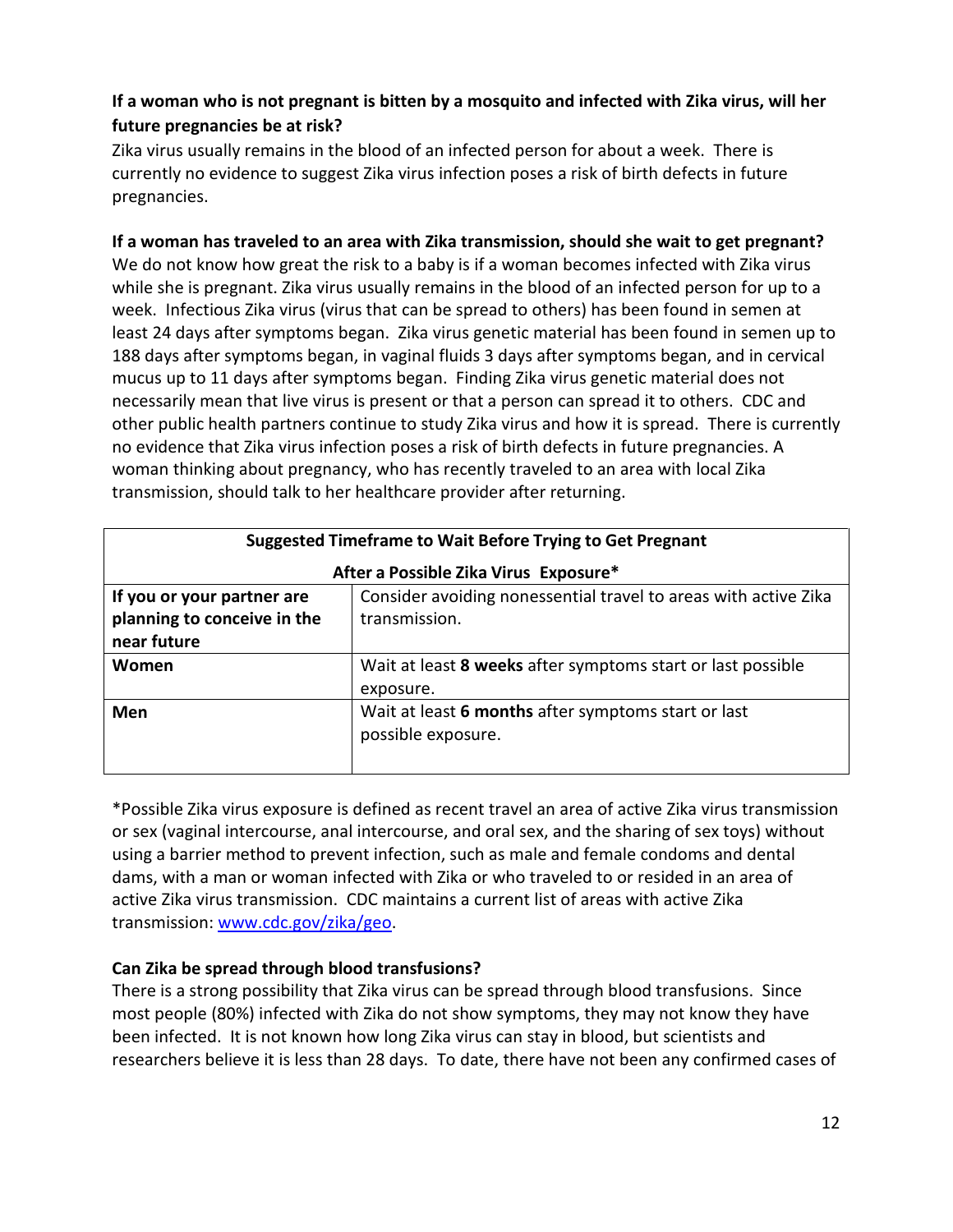**If a woman who is not pregnant is bitten by a mosquito and infected with Zika virus, will her future pregnancies be at risk?**

Zika virus usually remains in the blood of an infected person for about a week. There is currently no evidence to suggest Zika virus infection poses a risk of birth defects in future pregnancies.

**If a woman has traveled to an area with Zika transmission, should she wait to get pregnant?**

We do not know how great the risk to a baby is if a woman becomes infected with Zika virus while she is pregnant. Zika virus usually remains in the blood of an infected person for up to a week. Infectious Zika virus (virus that can be spread to others) has been found in semen at least 24 days after symptoms began. Zika virus genetic material has been found in semen up to 188 days after symptoms began, in vaginal fluids 3 days after symptoms began, and in cervical mucus up to 11 days after symptoms began. Finding Zika virus genetic material does not necessarily mean that live virus is present or that a person can spread it to others. CDC and other public health partners continue to study Zika virus and how it is spread. There is currently no evidence that Zika virus infection poses a risk of birth defects in future pregnancies. A woman thinking about pregnancy, who has recently traveled to an area with local Zika transmission, should talk to her healthcare provider after returning.

| **Suggested Timeframe to Wait Before Trying to Get Pregnant After a Possible Zika Virus Exposure*** | |
|---|---|
| **If you or your partner are planning to conceive in the near future** | Consider avoiding nonessential travel to areas with active Zika transmission. |
| **Women** | Wait at least **8 weeks** after symptoms start or last possible exposure. |
| **Men** | Wait at least **6 months** after symptoms start or last possible exposure. |

*Possible Zika virus exposure is defined as recent travel an area of active Zika virus transmission or sex (vaginal intercourse, anal intercourse, and oral sex, and the sharing of sex toys) without using a barrier method to prevent infection, such as male and female condoms and dental dams, with a man or woman infected with Zika or who traveled to or resided in an area of active Zika virus transmission. CDC maintains a current list of areas with active Zika transmission: [www.cdc.gov/zika/geo](http://www.cdc.gov/zika/geo).

**Can Zika be spread through blood transfusions?**

There is a strong possibility that Zika virus can be spread through blood transfusions. Since most people (80%) infected with Zika do not show symptoms, they may not know they have been infected. It is not known how long Zika virus can stay in blood, but scientists and researchers believe it is less than 28 days. To date, there have not been any confirmed cases of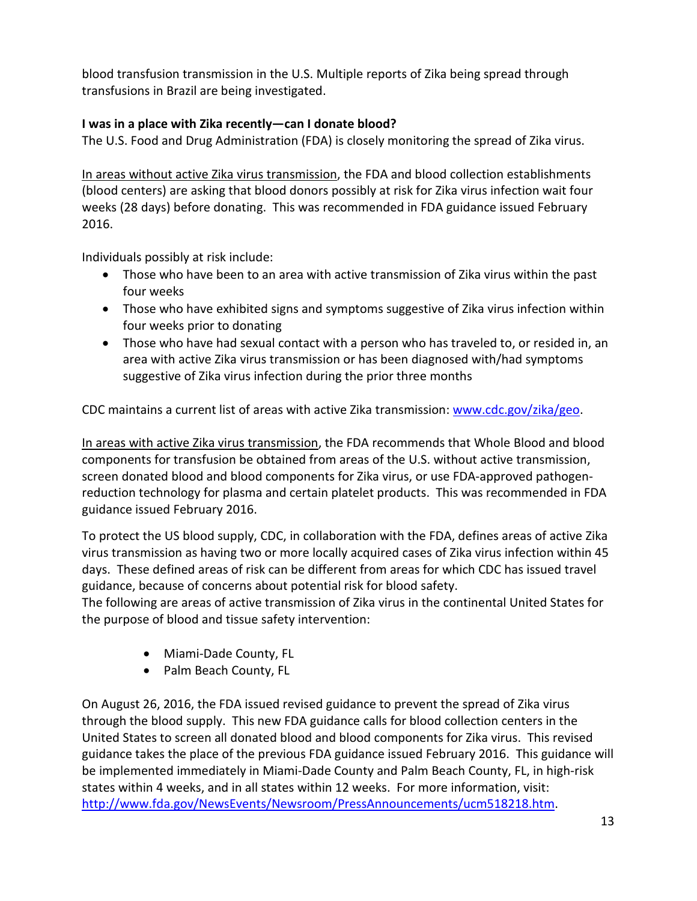blood transfusion transmission in the U.S. Multiple reports of Zika being spread through transfusions in Brazil are being investigated.

**I was in a place with Zika recently—can I donate blood?**

The U.S. Food and Drug Administration (FDA) is closely monitoring the spread of Zika virus.

In areas without active Zika virus transmission, the FDA and blood collection establishments (blood centers) are asking that blood donors possibly at risk for Zika virus infection wait four weeks (28 days) before donating. This was recommended in FDA guidance issued February 2016.

Individuals possibly at risk include:

- Those who have been to an area with active transmission of Zika virus within the past four weeks
- Those who have exhibited signs and symptoms suggestive of Zika virus infection within four weeks prior to donating
- Those who have had sexual contact with a person who has traveled to, or resided in, an area with active Zika virus transmission or has been diagnosed with/had symptoms suggestive of Zika virus infection during the prior three months

CDC maintains a current list of areas with active Zika transmission: www.cdc.gov/zika/geo.

In areas with active Zika virus transmission, the FDA recommends that Whole Blood and blood components for transfusion be obtained from areas of the U.S. without active transmission, screen donated blood and blood components for Zika virus, or use FDA-approved pathogen-reduction technology for plasma and certain platelet products. This was recommended in FDA guidance issued February 2016.

To protect the US blood supply, CDC, in collaboration with the FDA, defines areas of active Zika virus transmission as having two or more locally acquired cases of Zika virus infection within 45 days. These defined areas of risk can be different from areas for which CDC has issued travel guidance, because of concerns about potential risk for blood safety.

The following are areas of active transmission of Zika virus in the continental United States for the purpose of blood and tissue safety intervention:

- Miami-Dade County, FL
- Palm Beach County, FL

On August 26, 2016, the FDA issued revised guidance to prevent the spread of Zika virus through the blood supply. This new FDA guidance calls for blood collection centers in the United States to screen all donated blood and blood components for Zika virus. This revised guidance takes the place of the previous FDA guidance issued February 2016. This guidance will be implemented immediately in Miami-Dade County and Palm Beach County, FL, in high-risk states within 4 weeks, and in all states within 12 weeks. For more information, visit: http://www.fda.gov/NewsEvents/Newsroom/PressAnnouncements/ucm518218.htm.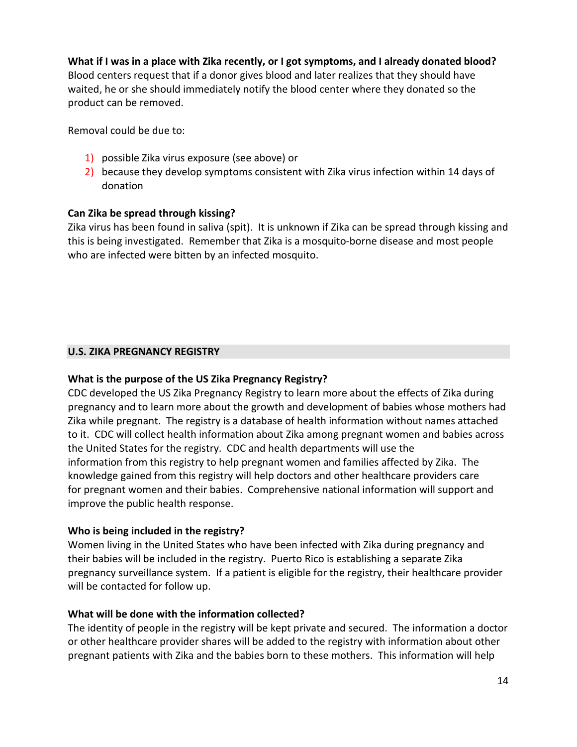**What if I was in a place with Zika recently, or I got symptoms, and I already donated blood?**
Blood centers request that if a donor gives blood and later realizes that they should have waited, he or she should immediately notify the blood center where they donated so the product can be removed.

Removal could be due to:

1) possible Zika virus exposure (see above) or
2) because they develop symptoms consistent with Zika virus infection within 14 days of donation

**Can Zika be spread through kissing?**
Zika virus has been found in saliva (spit). It is unknown if Zika can be spread through kissing and this is being investigated. Remember that Zika is a mosquito-borne disease and most people who are infected were bitten by an infected mosquito.

## U.S. ZIKA PREGNANCY REGISTRY

**What is the purpose of the US Zika Pregnancy Registry?**
CDC developed the US Zika Pregnancy Registry to learn more about the effects of Zika during pregnancy and to learn more about the growth and development of babies whose mothers had Zika while pregnant. The registry is a database of health information without names attached to it. CDC will collect health information about Zika among pregnant women and babies across the United States for the registry. CDC and health departments will use the information from this registry to help pregnant women and families affected by Zika. The knowledge gained from this registry will help doctors and other healthcare providers care for pregnant women and their babies. Comprehensive national information will support and improve the public health response.

**Who is being included in the registry?**
Women living in the United States who have been infected with Zika during pregnancy and their babies will be included in the registry. Puerto Rico is establishing a separate Zika pregnancy surveillance system. If a patient is eligible for the registry, their healthcare provider will be contacted for follow up.

**What will be done with the information collected?**
The identity of people in the registry will be kept private and secured. The information a doctor or other healthcare provider shares will be added to the registry with information about other pregnant patients with Zika and the babies born to these mothers. This information will help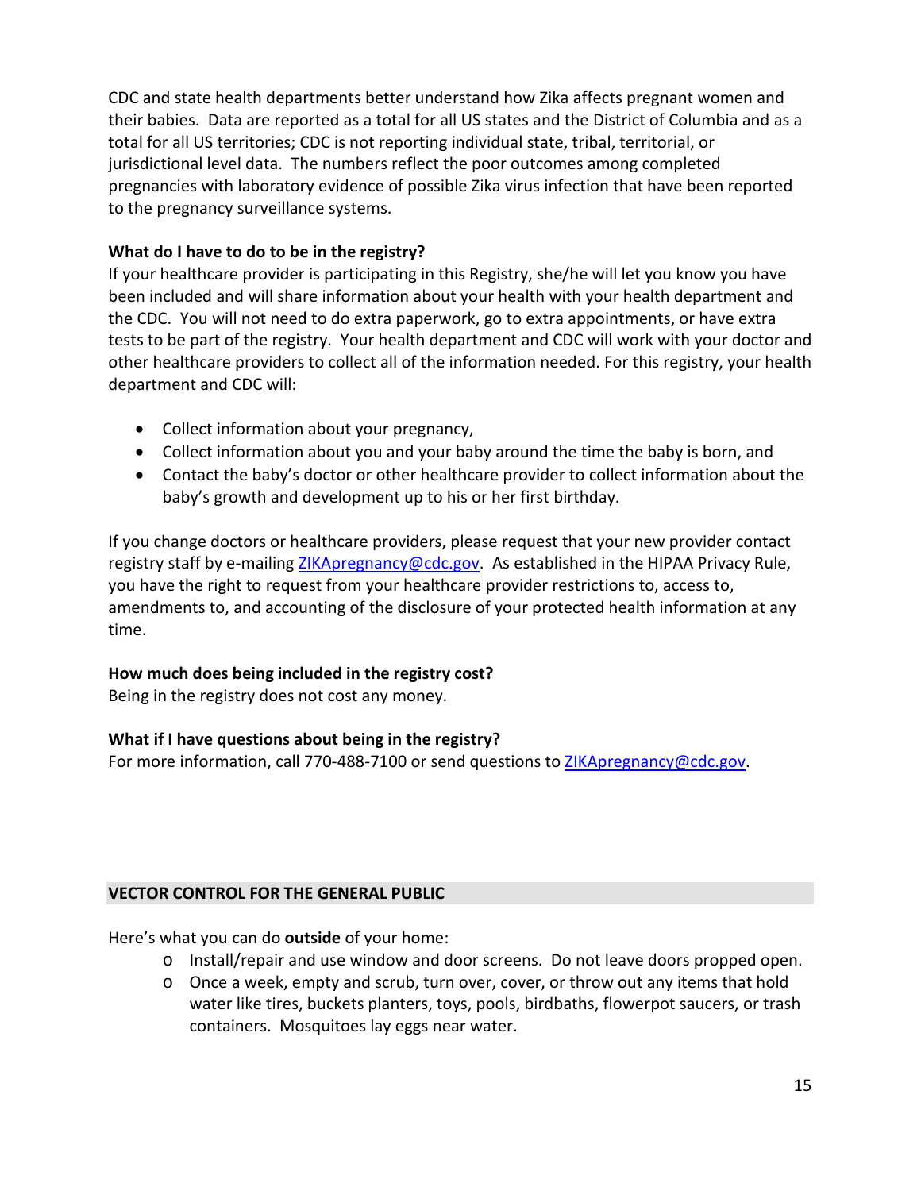CDC and state health departments better understand how Zika affects pregnant women and their babies. Data are reported as a total for all US states and the District of Columbia and as a total for all US territories; CDC is not reporting individual state, tribal, territorial, or jurisdictional level data. The numbers reflect the poor outcomes among completed pregnancies with laboratory evidence of possible Zika virus infection that have been reported to the pregnancy surveillance systems.

**What do I have to do to be in the registry?**

If your healthcare provider is participating in this Registry, she/he will let you know you have been included and will share information about your health with your health department and the CDC. You will not need to do extra paperwork, go to extra appointments, or have extra tests to be part of the registry. Your health department and CDC will work with your doctor and other healthcare providers to collect all of the information needed. For this registry, your health department and CDC will:

- Collect information about your pregnancy,
- Collect information about you and your baby around the time the baby is born, and
- Contact the baby's doctor or other healthcare provider to collect information about the baby's growth and development up to his or her first birthday.

If you change doctors or healthcare providers, please request that your new provider contact registry staff by e-mailing [ZIKApregnancy@cdc.gov](mailto:ZIKApregnancy@cdc.gov). As established in the HIPAA Privacy Rule, you have the right to request from your healthcare provider restrictions to, access to, amendments to, and accounting of the disclosure of your protected health information at any time.

**How much does being included in the registry cost?**

Being in the registry does not cost any money.

**What if I have questions about being in the registry?**

For more information, call 770-488-7100 or send questions to [ZIKApregnancy@cdc.gov](mailto:ZIKApregnancy@cdc.gov).

## VECTOR CONTROL FOR THE GENERAL PUBLIC

Here's what you can do **outside** of your home:

- Install/repair and use window and door screens. Do not leave doors propped open.
- Once a week, empty and scrub, turn over, cover, or throw out any items that hold water like tires, buckets planters, toys, pools, birdbaths, flowerpot saucers, or trash containers. Mosquitoes lay eggs near water.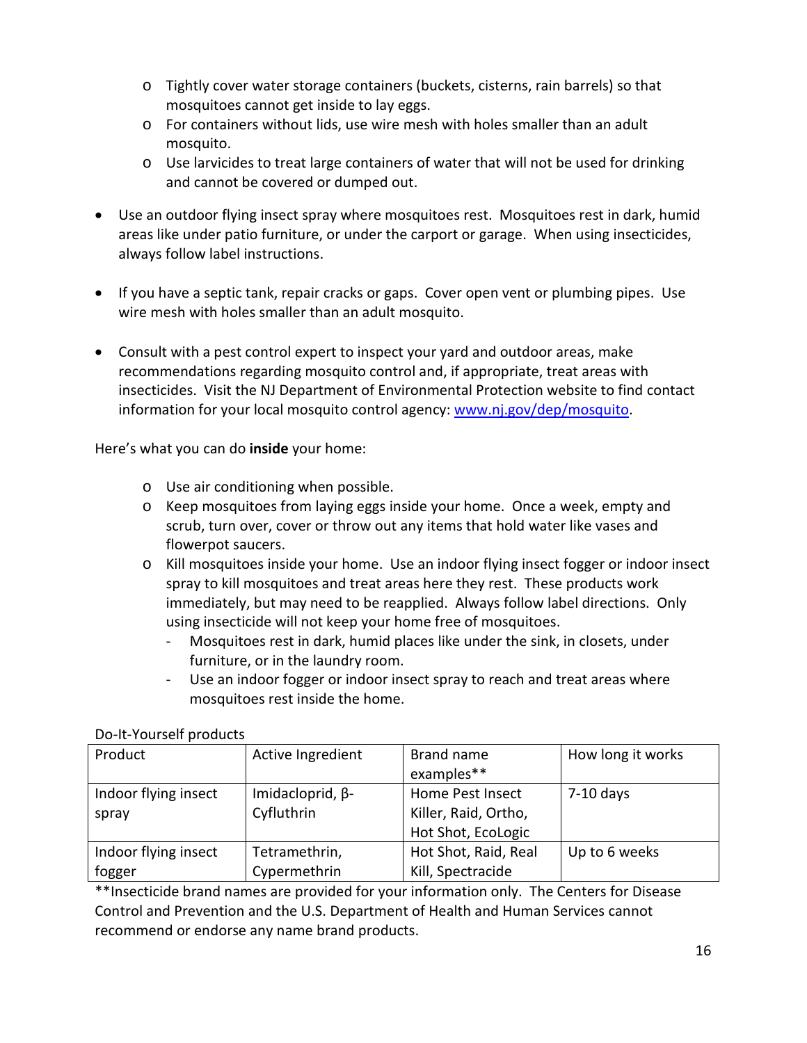- Tightly cover water storage containers (buckets, cisterns, rain barrels) so that mosquitoes cannot get inside to lay eggs.
  - For containers without lids, use wire mesh with holes smaller than an adult mosquito.
  - Use larvicides to treat large containers of water that will not be used for drinking and cannot be covered or dumped out.

- Use an outdoor flying insect spray where mosquitoes rest. Mosquitoes rest in dark, humid areas like under patio furniture, or under the carport or garage. When using insecticides, always follow label instructions.

- If you have a septic tank, repair cracks or gaps. Cover open vent or plumbing pipes. Use wire mesh with holes smaller than an adult mosquito.

- Consult with a pest control expert to inspect your yard and outdoor areas, make recommendations regarding mosquito control and, if appropriate, treat areas with insecticides. Visit the NJ Department of Environmental Protection website to find contact information for your local mosquito control agency: www.nj.gov/dep/mosquito.

Here's what you can do **inside** your home:

- Use air conditioning when possible.
- Keep mosquitoes from laying eggs inside your home. Once a week, empty and scrub, turn over, cover or throw out any items that hold water like vases and flowerpot saucers.
- Kill mosquitoes inside your home. Use an indoor flying insect fogger or indoor insect spray to kill mosquitoes and treat areas here they rest. These products work immediately, but may need to be reapplied. Always follow label directions. Only using insecticide will not keep your home free of mosquitoes.
  - Mosquitoes rest in dark, humid places like under the sink, in closets, under furniture, or in the laundry room.
  - Use an indoor fogger or indoor insect spray to reach and treat areas where mosquitoes rest inside the home.

Do-It-Yourself products

| Product | Active Ingredient | Brand name examples** | How long it works |
|---|---|---|---|
| Indoor flying insect spray | Imidacloprid, β-Cyfluthrin | Home Pest Insect Killer, Raid, Ortho, Hot Shot, EcoLogic | 7-10 days |
| Indoor flying insect fogger | Tetramethrin, Cypermethrin | Hot Shot, Raid, Real Kill, Spectracide | Up to 6 weeks |

**Insecticide brand names are provided for your information only. The Centers for Disease Control and Prevention and the U.S. Department of Health and Human Services cannot recommend or endorse any name brand products.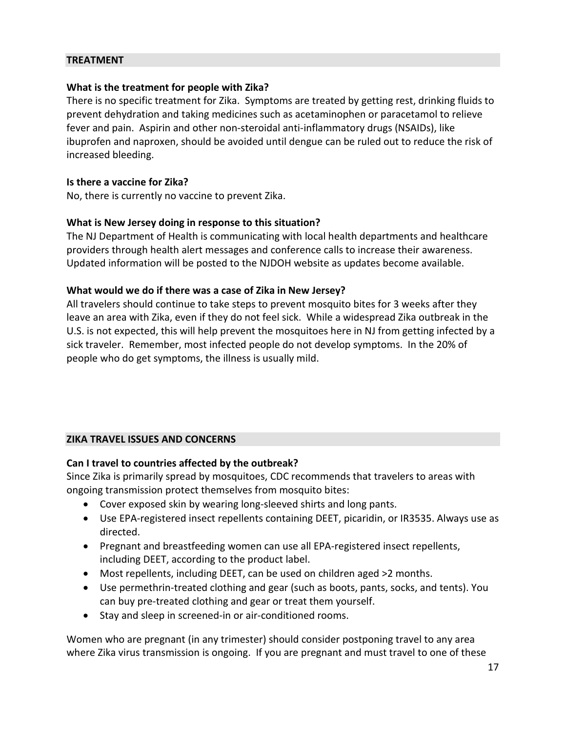## TREATMENT

**What is the treatment for people with Zika?**

There is no specific treatment for Zika. Symptoms are treated by getting rest, drinking fluids to prevent dehydration and taking medicines such as acetaminophen or paracetamol to relieve fever and pain. Aspirin and other non-steroidal anti-inflammatory drugs (NSAIDs), like ibuprofen and naproxen, should be avoided until dengue can be ruled out to reduce the risk of increased bleeding.

**Is there a vaccine for Zika?**

No, there is currently no vaccine to prevent Zika.

**What is New Jersey doing in response to this situation?**

The NJ Department of Health is communicating with local health departments and healthcare providers through health alert messages and conference calls to increase their awareness. Updated information will be posted to the NJDOH website as updates become available.

**What would we do if there was a case of Zika in New Jersey?**

All travelers should continue to take steps to prevent mosquito bites for 3 weeks after they leave an area with Zika, even if they do not feel sick. While a widespread Zika outbreak in the U.S. is not expected, this will help prevent the mosquitoes here in NJ from getting infected by a sick traveler. Remember, most infected people do not develop symptoms. In the 20% of people who do get symptoms, the illness is usually mild.

## ZIKA TRAVEL ISSUES AND CONCERNS

**Can I travel to countries affected by the outbreak?**

Since Zika is primarily spread by mosquitoes, CDC recommends that travelers to areas with ongoing transmission protect themselves from mosquito bites:

- Cover exposed skin by wearing long-sleeved shirts and long pants.
- Use EPA-registered insect repellents containing DEET, picaridin, or IR3535. Always use as directed.
- Pregnant and breastfeeding women can use all EPA-registered insect repellents, including DEET, according to the product label.
- Most repellents, including DEET, can be used on children aged >2 months.
- Use permethrin-treated clothing and gear (such as boots, pants, socks, and tents). You can buy pre-treated clothing and gear or treat them yourself.
- Stay and sleep in screened-in or air-conditioned rooms.

Women who are pregnant (in any trimester) should consider postponing travel to any area where Zika virus transmission is ongoing. If you are pregnant and must travel to one of these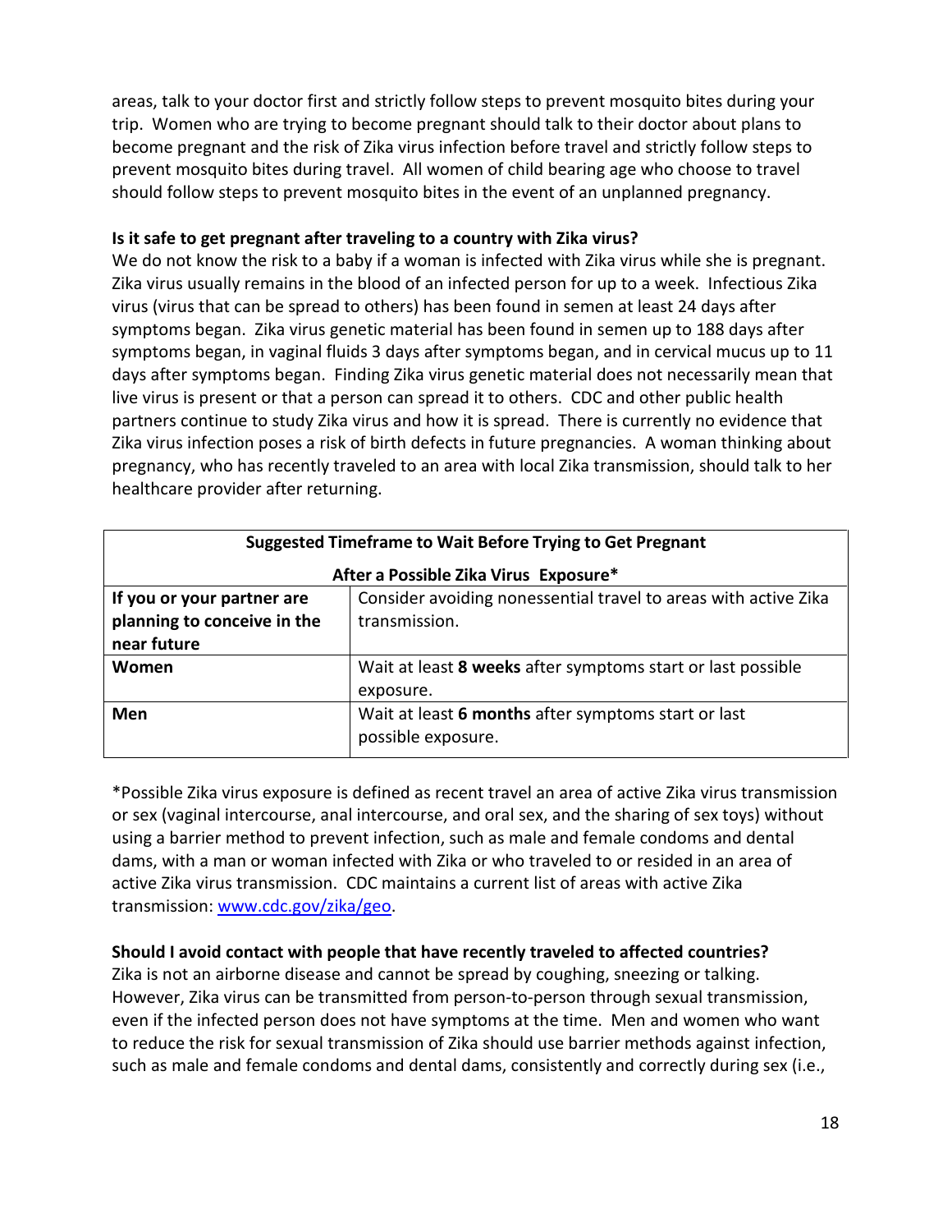areas, talk to your doctor first and strictly follow steps to prevent mosquito bites during your trip. Women who are trying to become pregnant should talk to their doctor about plans to become pregnant and the risk of Zika virus infection before travel and strictly follow steps to prevent mosquito bites during travel. All women of child bearing age who choose to travel should follow steps to prevent mosquito bites in the event of an unplanned pregnancy.

**Is it safe to get pregnant after traveling to a country with Zika virus?**

We do not know the risk to a baby if a woman is infected with Zika virus while she is pregnant. Zika virus usually remains in the blood of an infected person for up to a week. Infectious Zika virus (virus that can be spread to others) has been found in semen at least 24 days after symptoms began. Zika virus genetic material has been found in semen up to 188 days after symptoms began, in vaginal fluids 3 days after symptoms began, and in cervical mucus up to 11 days after symptoms began. Finding Zika virus genetic material does not necessarily mean that live virus is present or that a person can spread it to others. CDC and other public health partners continue to study Zika virus and how it is spread. There is currently no evidence that Zika virus infection poses a risk of birth defects in future pregnancies. A woman thinking about pregnancy, who has recently traveled to an area with local Zika transmission, should talk to her healthcare provider after returning.

| **Suggested Timeframe to Wait Before Trying to Get Pregnant After a Possible Zika Virus Exposure*** | |
|---|---|
| **If you or your partner are planning to conceive in the near future** | Consider avoiding nonessential travel to areas with active Zika transmission. |
| **Women** | Wait at least **8 weeks** after symptoms start or last possible exposure. |
| **Men** | Wait at least **6 months** after symptoms start or last possible exposure. |

*Possible Zika virus exposure is defined as recent travel an area of active Zika virus transmission or sex (vaginal intercourse, anal intercourse, and oral sex, and the sharing of sex toys) without using a barrier method to prevent infection, such as male and female condoms and dental dams, with a man or woman infected with Zika or who traveled to or resided in an area of active Zika virus transmission. CDC maintains a current list of areas with active Zika transmission: [www.cdc.gov/zika/geo](www.cdc.gov/zika/geo).

**Should I avoid contact with people that have recently traveled to affected countries?**

Zika is not an airborne disease and cannot be spread by coughing, sneezing or talking. However, Zika virus can be transmitted from person-to-person through sexual transmission, even if the infected person does not have symptoms at the time. Men and women who want to reduce the risk for sexual transmission of Zika should use barrier methods against infection, such as male and female condoms and dental dams, consistently and correctly during sex (i.e.,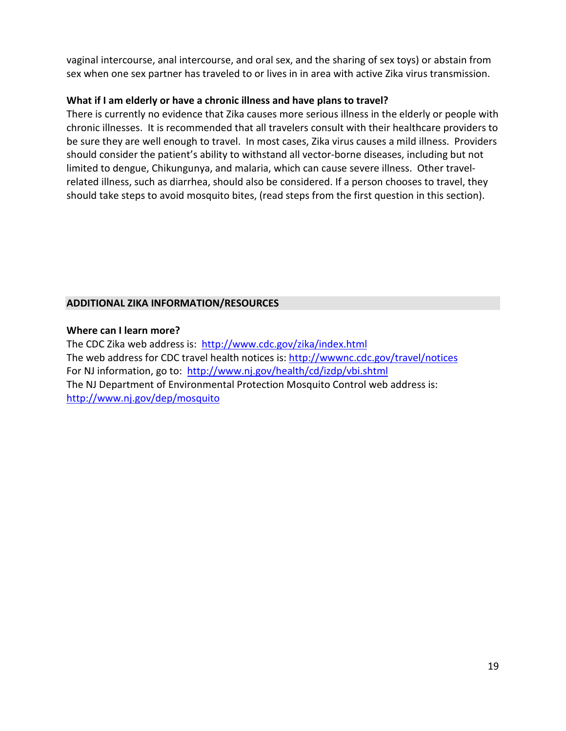vaginal intercourse, anal intercourse, and oral sex, and the sharing of sex toys) or abstain from sex when one sex partner has traveled to or lives in in area with active Zika virus transmission.

**What if I am elderly or have a chronic illness and have plans to travel?**

There is currently no evidence that Zika causes more serious illness in the elderly or people with chronic illnesses. It is recommended that all travelers consult with their healthcare providers to be sure they are well enough to travel. In most cases, Zika virus causes a mild illness. Providers should consider the patient's ability to withstand all vector-borne diseases, including but not limited to dengue, Chikungunya, and malaria, which can cause severe illness. Other travel-related illness, such as diarrhea, should also be considered. If a person chooses to travel, they should take steps to avoid mosquito bites, (read steps from the first question in this section).

## ADDITIONAL ZIKA INFORMATION/RESOURCES

**Where can I learn more?**

The CDC Zika web address is: http://www.cdc.gov/zika/index.html
The web address for CDC travel health notices is: http://wwwnc.cdc.gov/travel/notices
For NJ information, go to: http://www.nj.gov/health/cd/izdp/vbi.shtml
The NJ Department of Environmental Protection Mosquito Control web address is:
http://www.nj.gov/dep/mosquito